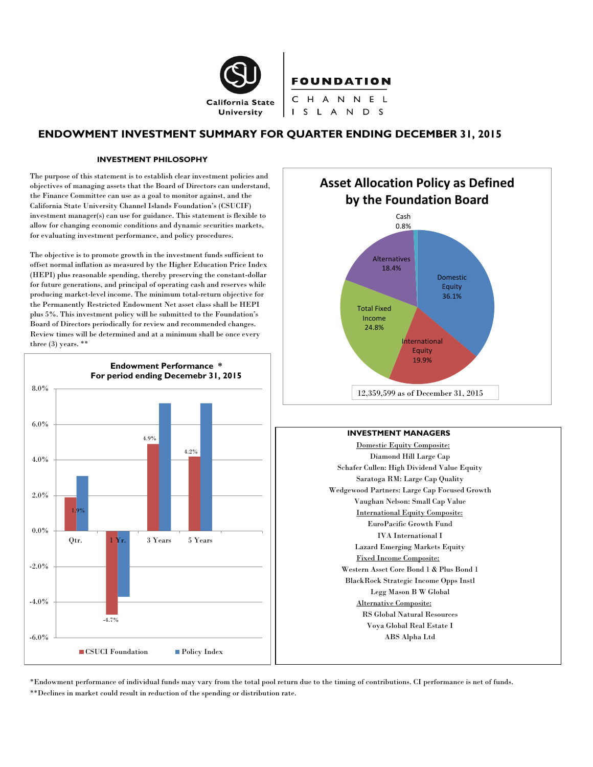California State University | FOUNDATION CHANNEL ISLANDS

# ENDOWMENT INVESTMENT SUMMARY FOR QUARTER ENDING DECEMBER 31, 2015

## INVESTMENT PHILOSOPHY

The purpose of this statement is to establish clear investment policies and objectives of managing assets that the Board of Directors can understand, the Finance Committee can use as a goal to monitor against, and the California State University Channel Islands Foundation's (CSUCIF) investment manager(s) can use for guidance. This statement is flexible to allow for changing economic conditions and dynamic securities markets, for evaluating investment performance, and policy procedures.

The objective is to promote growth in the investment funds sufficient to offset normal inflation as measured by the Higher Education Price Index (HEPI) plus reasonable spending, thereby preserving the constant-dollar for future generations, and principal of operating cash and reserves while producing market-level income. The minimum total-return objective for the Permanently Restricted Endowment Net asset class shall be HEPI plus 5%. This investment policy will be submitted to the Foundation's Board of Directors periodically for review and recommended changes. Review times will be determined and at a minimum shall be once every three (3) years. **

### Endowment Performance *
### For period ending Decemebr 31, 2015

| Period | CSUCI Foundation | Policy Index |
|---|---|---|
| Qtr. | 1.9% | |
| 1 Yr. | -4.7% | |
| 3 Years | 4.9% | |
| 5 Years | 4.2% | |

### Asset Allocation Policy as Defined by the Foundation Board

| Asset Class | Allocation |
|---|---|
| Domestic Equity | 36.1% |
| International Equity | 19.9% |
| Total Fixed Income | 24.8% |
| Alternatives | 18.4% |
| Cash | 0.8% |

12,359,599 as of December 31, 2015

### INVESTMENT MANAGERS

Domestic Equity Composite:
- Diamond Hill Large Cap
- Schafer Cullen: High Dividend Value Equity
- Saratoga RM: Large Cap Quality
- Wedgewood Partners: Large Cap Focused Growth
- Vaughan Nelson: Small Cap Value

International Equity Composite:
- EuroPacific Growth Fund
- IVA International I
- Lazard Emerging Markets Equity

Fixed Income Composite:
- Western Asset Core Bond 1 & Plus Bond 1
- BlackRock Strategic Income Opps Instl
- Legg Mason B W Global

Alternative Composite:
- RS Global Natural Resources
- Voya Global Real Estate I
- ABS Alpha Ltd

*Endowment performance of individual funds may vary from the total pool return due to the timing of contributions. CI performance is net of funds.

**Declines in market could result in reduction of the spending or distribution rate.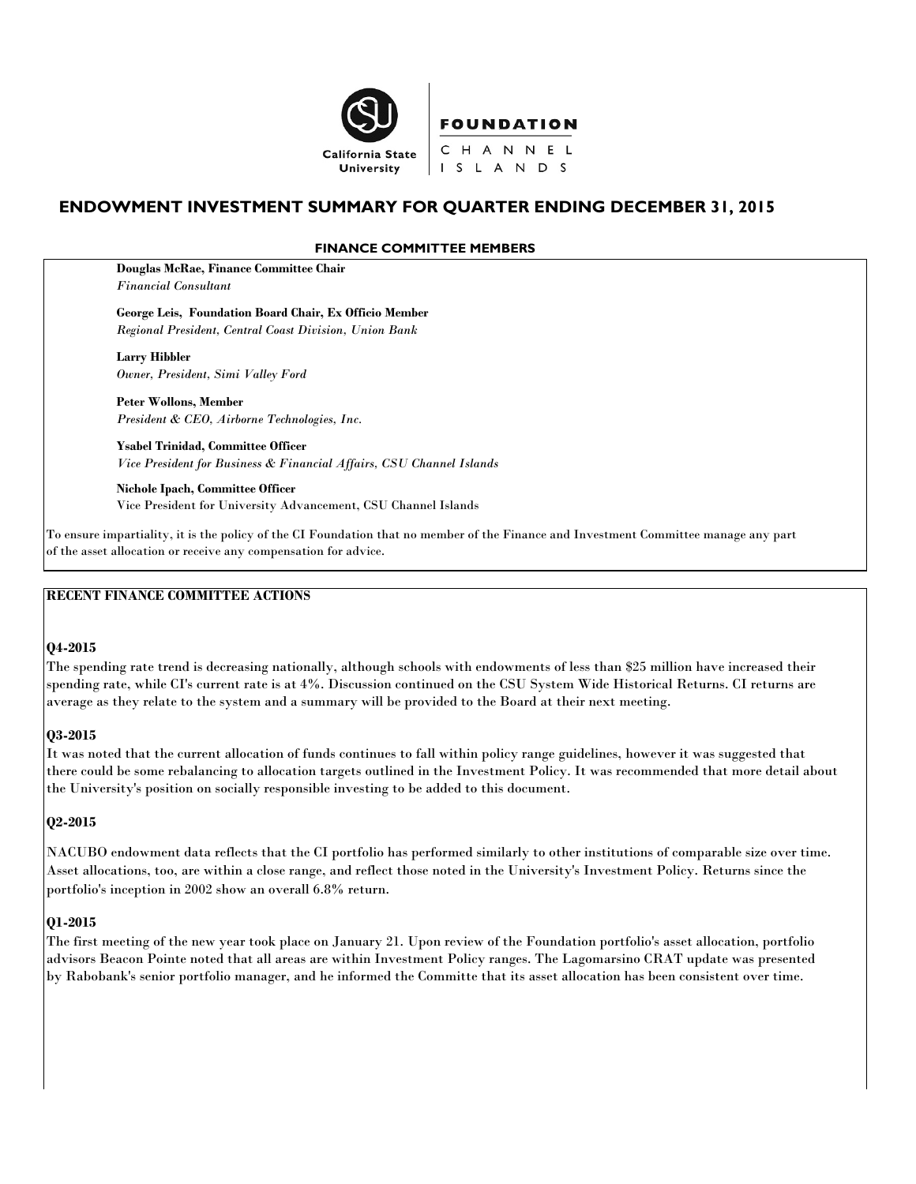California State University | FOUNDATION CHANNEL ISLANDS

# ENDOWMENT INVESTMENT SUMMARY FOR QUARTER ENDING DECEMBER 31, 2015

## FINANCE COMMITTEE MEMBERS

**Douglas McRae, Finance Committee Chair**
*Financial Consultant*

**George Leis, Foundation Board Chair, Ex Officio Member**
*Regional President, Central Coast Division, Union Bank*

**Larry Hibbler**
*Owner, President, Simi Valley Ford*

**Peter Wollons, Member**
*President & CEO, Airborne Technologies, Inc.*

**Ysabel Trinidad, Committee Officer**
*Vice President for Business & Financial Affairs, CSU Channel Islands*

**Nichole Ipach, Committee Officer**
Vice President for University Advancement, CSU Channel Islands

To ensure impartiality, it is the policy of the CI Foundation that no member of the Finance and Investment Committee manage any part of the asset allocation or receive any compensation for advice.

## RECENT FINANCE COMMITTEE ACTIONS

### Q4-2015

The spending rate trend is decreasing nationally, although schools with endowments of less than $25 million have increased their spending rate, while CI's current rate is at 4%. Discussion continued on the CSU System Wide Historical Returns. CI returns are average as they relate to the system and a summary will be provided to the Board at their next meeting.

### Q3-2015

It was noted that the current allocation of funds continues to fall within policy range guidelines, however it was suggested that there could be some rebalancing to allocation targets outlined in the Investment Policy. It was recommended that more detail about the University's position on socially responsible investing to be added to this document.

### Q2-2015

NACUBO endowment data reflects that the CI portfolio has performed similarly to other institutions of comparable size over time. Asset allocations, too, are within a close range, and reflect those noted in the University's Investment Policy. Returns since the portfolio's inception in 2002 show an overall 6.8% return.

### Q1-2015

The first meeting of the new year took place on January 21. Upon review of the Foundation portfolio's asset allocation, portfolio advisors Beacon Pointe noted that all areas are within Investment Policy ranges. The Lagomarsino CRAT update was presented by Rabobank's senior portfolio manager, and he informed the Committe that its asset allocation has been consistent over time.